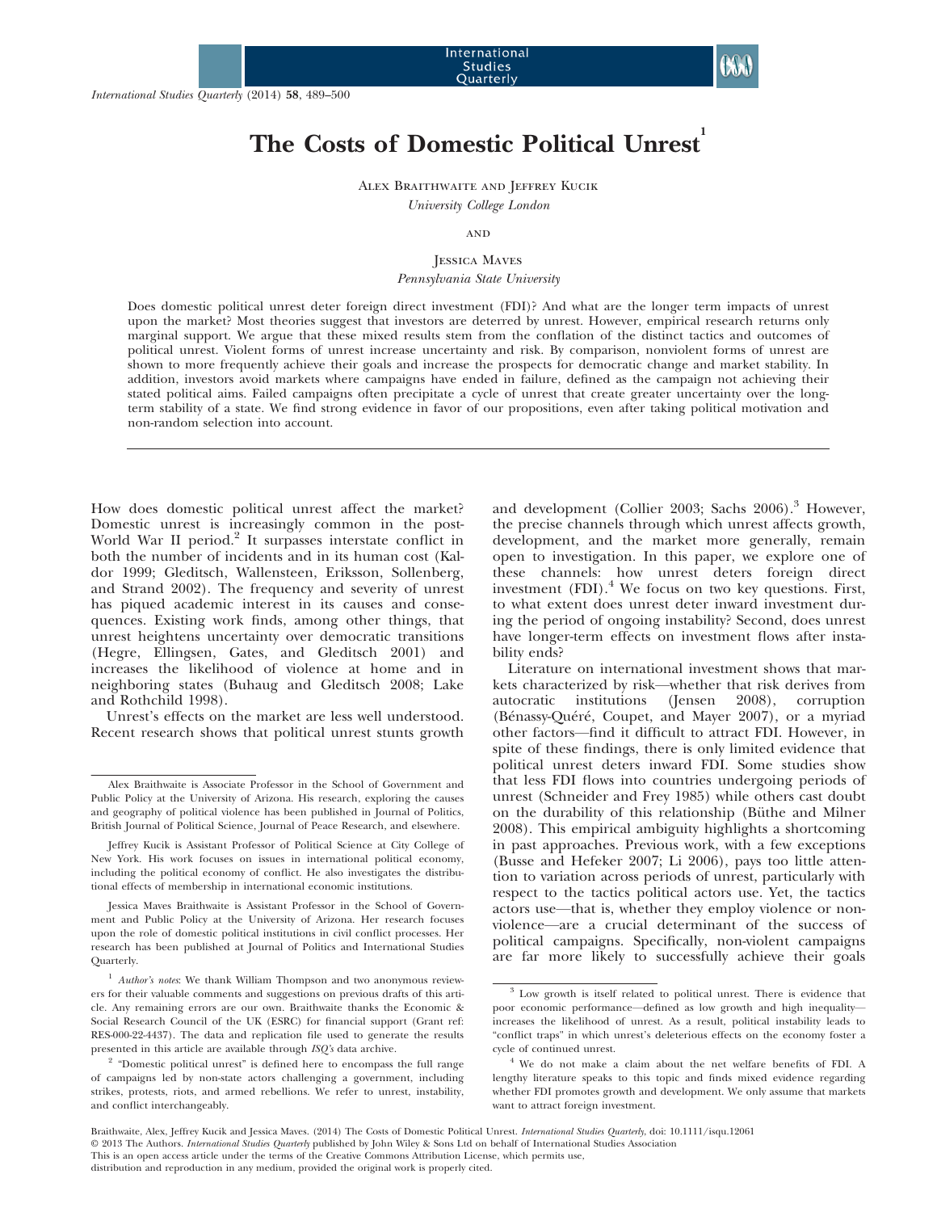# The Costs of Domestic Political Unrest[1]

Alex Braithwaite and Jeffrey Kucik
*University College London*

and

Jessica Maves
*Pennsylvania State University*

Does domestic political unrest deter foreign direct investment (FDI)? And what are the longer term impacts of unrest upon the market? Most theories suggest that investors are deterred by unrest. However, empirical research returns only marginal support. We argue that these mixed results stem from the conflation of the distinct tactics and outcomes of political unrest. Violent forms of unrest increase uncertainty and risk. By comparison, nonviolent forms of unrest are shown to more frequently achieve their goals and increase the prospects for democratic change and market stability. In addition, investors avoid markets where campaigns have ended in failure, defined as the campaign not achieving their stated political aims. Failed campaigns often precipitate a cycle of unrest that create greater uncertainty over the long-term stability of a state. We find strong evidence in favor of our propositions, even after taking political motivation and non-random selection into account.

---

How does domestic political unrest affect the market? Domestic unrest is increasingly common in the post-World War II period.[2] It surpasses interstate conflict in both the number of incidents and in its human cost (Kaldor 1999; Gleditsch, Wallensteen, Eriksson, Sollenberg, and Strand 2002). The frequency and severity of unrest has piqued academic interest in its causes and consequences. Existing work finds, among other things, that unrest heightens uncertainty over democratic transitions (Hegre, Ellingsen, Gates, and Gleditsch 2001) and increases the likelihood of violence at home and in neighboring states (Buhaug and Gleditsch 2008; Lake and Rothchild 1998).

Unrest's effects on the market are less well understood. Recent research shows that political unrest stunts growth and development (Collier 2003; Sachs 2006).[3] However, the precise channels through which unrest affects growth, development, and the market more generally, remain open to investigation. In this paper, we explore one of these channels: how unrest deters foreign direct investment (FDI).[4] We focus on two key questions. First, to what extent does unrest deter inward investment during the period of ongoing instability? Second, does unrest have longer-term effects on investment flows after instability ends?

Literature on international investment shows that markets characterized by risk—whether that risk derives from autocratic institutions (Jensen 2008), corruption (Bénassy-Quéré, Coupet, and Mayer 2007), or a myriad other factors—find it difficult to attract FDI. However, in spite of these findings, there is only limited evidence that political unrest deters inward FDI. Some studies show that less FDI flows into countries undergoing periods of unrest (Schneider and Frey 1985) while others cast doubt on the durability of this relationship (Büthe and Milner 2008). This empirical ambiguity highlights a shortcoming in past approaches. Previous work, with a few exceptions (Busse and Hefeker 2007; Li 2006), pays too little attention to variation across periods of unrest, particularly with respect to the tactics political actors use. Yet, the tactics actors use—that is, whether they employ violence or nonviolence—are a crucial determinant of the success of political campaigns. Specifically, non-violent campaigns are far more likely to successfully achieve their goals

---

Alex Braithwaite is Associate Professor in the School of Government and Public Policy at the University of Arizona. His research, exploring the causes and geography of political violence has been published in Journal of Politics, British Journal of Political Science, Journal of Peace Research, and elsewhere.

Jeffrey Kucik is Assistant Professor of Political Science at City College of New York. His work focuses on issues in international political economy, including the political economy of conflict. He also investigates the distributional effects of membership in international economic institutions.

Jessica Maves Braithwaite is Assistant Professor in the School of Government and Public Policy at the University of Arizona. Her research focuses upon the role of domestic political institutions in civil conflict processes. Her research has been published at Journal of Politics and International Studies Quarterly.

[1] *Author's notes*: We thank William Thompson and two anonymous reviewers for their valuable comments and suggestions on previous drafts of this article. Any remaining errors are our own. Braithwaite thanks the Economic & Social Research Council of the UK (ESRC) for financial support (Grant ref: RES-000-22-4437). The data and replication file used to generate the results presented in this article are available through *ISQ's* data archive.

[2] "Domestic political unrest" is defined here to encompass the full range of campaigns led by non-state actors challenging a government, including strikes, protests, riots, and armed rebellions. We refer to unrest, instability, and conflict interchangeably.

[3] Low growth is itself related to political unrest. There is evidence that poor economic performance—defined as low growth and high inequality—increases the likelihood of unrest. As a result, political instability leads to "conflict traps" in which unrest's deleterious effects on the economy foster a cycle of continued unrest.

[4] We do not make a claim about the net welfare benefits of FDI. A lengthy literature speaks to this topic and finds mixed evidence regarding whether FDI promotes growth and development. We only assume that markets want to attract foreign investment.

Braithwaite, Alex, Jeffrey Kucik and Jessica Maves. (2014) The Costs of Domestic Political Unrest. *International Studies Quarterly*, doi: 10.1111/isqu.12061
© 2013 The Authors. *International Studies Quarterly* published by John Wiley & Sons Ltd on behalf of International Studies Association
This is an open access article under the terms of the Creative Commons Attribution License, which permits use, distribution and reproduction in any medium, provided the original work is properly cited.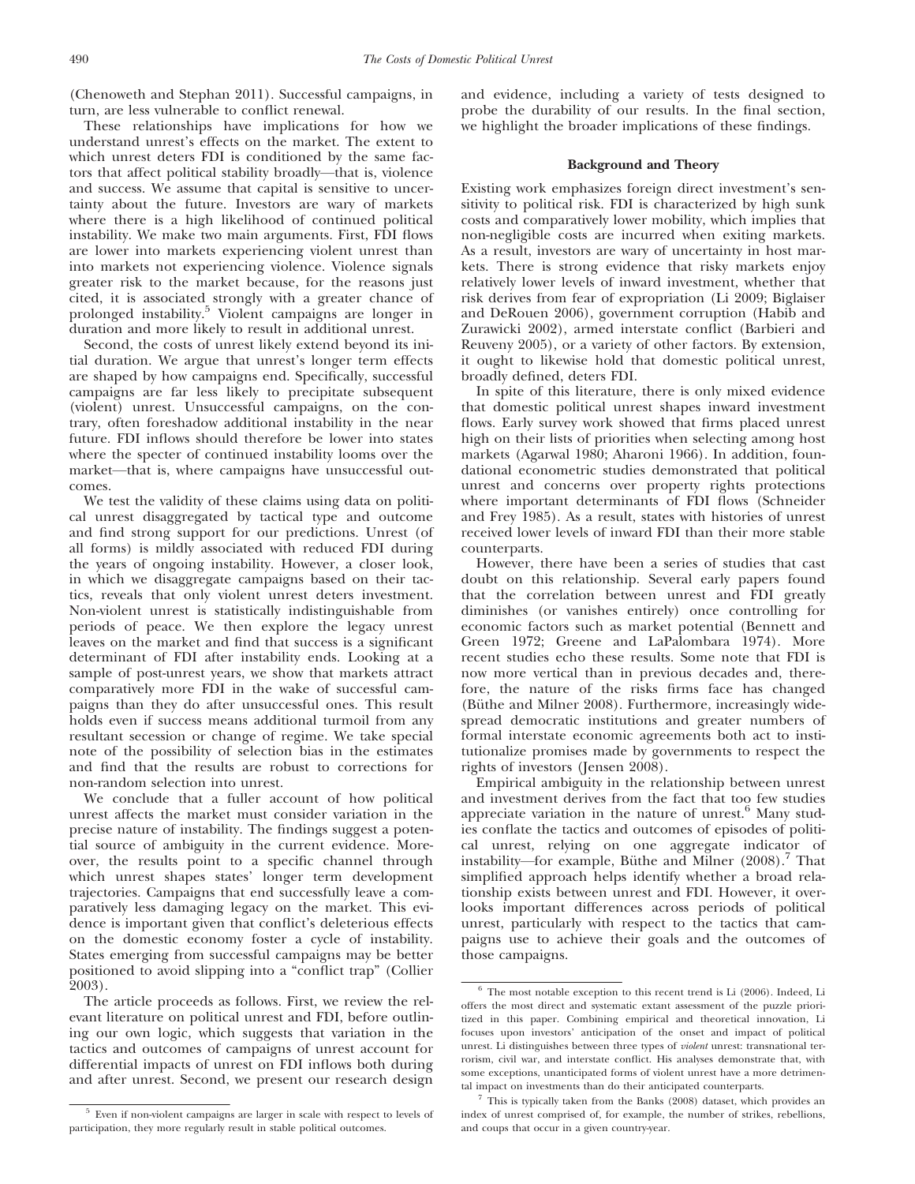(Chenoweth and Stephan 2011). Successful campaigns, in turn, are less vulnerable to conflict renewal.

These relationships have implications for how we understand unrest's effects on the market. The extent to which unrest deters FDI is conditioned by the same factors that affect political stability broadly—that is, violence and success. We assume that capital is sensitive to uncertainty about the future. Investors are wary of markets where there is a high likelihood of continued political instability. We make two main arguments. First, FDI flows are lower into markets experiencing violent unrest than into markets not experiencing violence. Violence signals greater risk to the market because, for the reasons just cited, it is associated strongly with a greater chance of prolonged instability.[5] Violent campaigns are longer in duration and more likely to result in additional unrest.

Second, the costs of unrest likely extend beyond its initial duration. We argue that unrest's longer term effects are shaped by how campaigns end. Specifically, successful campaigns are far less likely to precipitate subsequent (violent) unrest. Unsuccessful campaigns, on the contrary, often foreshadow additional instability in the near future. FDI inflows should therefore be lower into states where the specter of continued instability looms over the market—that is, where campaigns have unsuccessful outcomes.

We test the validity of these claims using data on political unrest disaggregated by tactical type and outcome and find strong support for our predictions. Unrest (of all forms) is mildly associated with reduced FDI during the years of ongoing instability. However, a closer look, in which we disaggregate campaigns based on their tactics, reveals that only violent unrest deters investment. Non-violent unrest is statistically indistinguishable from periods of peace. We then explore the legacy unrest leaves on the market and find that success is a significant determinant of FDI after instability ends. Looking at a sample of post-unrest years, we show that markets attract comparatively more FDI in the wake of successful campaigns than they do after unsuccessful ones. This result holds even if success means additional turmoil from any resultant secession or change of regime. We take special note of the possibility of selection bias in the estimates and find that the results are robust to corrections for non-random selection into unrest.

We conclude that a fuller account of how political unrest affects the market must consider variation in the precise nature of instability. The findings suggest a potential source of ambiguity in the current evidence. Moreover, the results point to a specific channel through which unrest shapes states' longer term development trajectories. Campaigns that end successfully leave a comparatively less damaging legacy on the market. This evidence is important given that conflict's deleterious effects on the domestic economy foster a cycle of instability. States emerging from successful campaigns may be better positioned to avoid slipping into a "conflict trap" (Collier 2003).

The article proceeds as follows. First, we review the relevant literature on political unrest and FDI, before outlining our own logic, which suggests that variation in the tactics and outcomes of campaigns of unrest account for differential impacts of unrest on FDI inflows both during and after unrest. Second, we present our research design and evidence, including a variety of tests designed to probe the durability of our results. In the final section, we highlight the broader implications of these findings.

## Background and Theory

Existing work emphasizes foreign direct investment's sensitivity to political risk. FDI is characterized by high sunk costs and comparatively lower mobility, which implies that non-negligible costs are incurred when exiting markets. As a result, investors are wary of uncertainty in host markets. There is strong evidence that risky markets enjoy relatively lower levels of inward investment, whether that risk derives from fear of expropriation (Li 2009; Biglaiser and DeRouen 2006), government corruption (Habib and Zurawicki 2002), armed interstate conflict (Barbieri and Reuveny 2005), or a variety of other factors. By extension, it ought to likewise hold that domestic political unrest, broadly defined, deters FDI.

In spite of this literature, there is only mixed evidence that domestic political unrest shapes inward investment flows. Early survey work showed that firms placed unrest high on their lists of priorities when selecting among host markets (Agarwal 1980; Aharoni 1966). In addition, foundational econometric studies demonstrated that political unrest and concerns over property rights protections where important determinants of FDI flows (Schneider and Frey 1985). As a result, states with histories of unrest received lower levels of inward FDI than their more stable counterparts.

However, there have been a series of studies that cast doubt on this relationship. Several early papers found that the correlation between unrest and FDI greatly diminishes (or vanishes entirely) once controlling for economic factors such as market potential (Bennett and Green 1972; Greene and LaPalombara 1974). More recent studies echo these results. Some note that FDI is now more vertical than in previous decades and, therefore, the nature of the risks firms face has changed (Büthe and Milner 2008). Furthermore, increasingly widespread democratic institutions and greater numbers of formal interstate economic agreements both act to institutionalize promises made by governments to respect the rights of investors (Jensen 2008).

Empirical ambiguity in the relationship between unrest and investment derives from the fact that too few studies appreciate variation in the nature of unrest.[6] Many studies conflate the tactics and outcomes of episodes of political unrest, relying on one aggregate indicator of instability—for example, Büthe and Milner (2008).[7] That simplified approach helps identify whether a broad relationship exists between unrest and FDI. However, it overlooks important differences across periods of political unrest, particularly with respect to the tactics that campaigns use to achieve their goals and the outcomes of those campaigns.

---

[5] Even if non-violent campaigns are larger in scale with respect to levels of participation, they more regularly result in stable political outcomes.

[6] The most notable exception to this recent trend is Li (2006). Indeed, Li offers the most direct and systematic extant assessment of the puzzle prioritized in this paper. Combining empirical and theoretical innovation, Li focuses upon investors' anticipation of the onset and impact of political unrest. Li distinguishes between three types of *violent* unrest: transnational terrorism, civil war, and interstate conflict. His analyses demonstrate that, with some exceptions, unanticipated forms of violent unrest have a more detrimental impact on investments than do their anticipated counterparts.

[7] This is typically taken from the Banks (2008) dataset, which provides an index of unrest comprised of, for example, the number of strikes, rebellions, and coups that occur in a given country-year.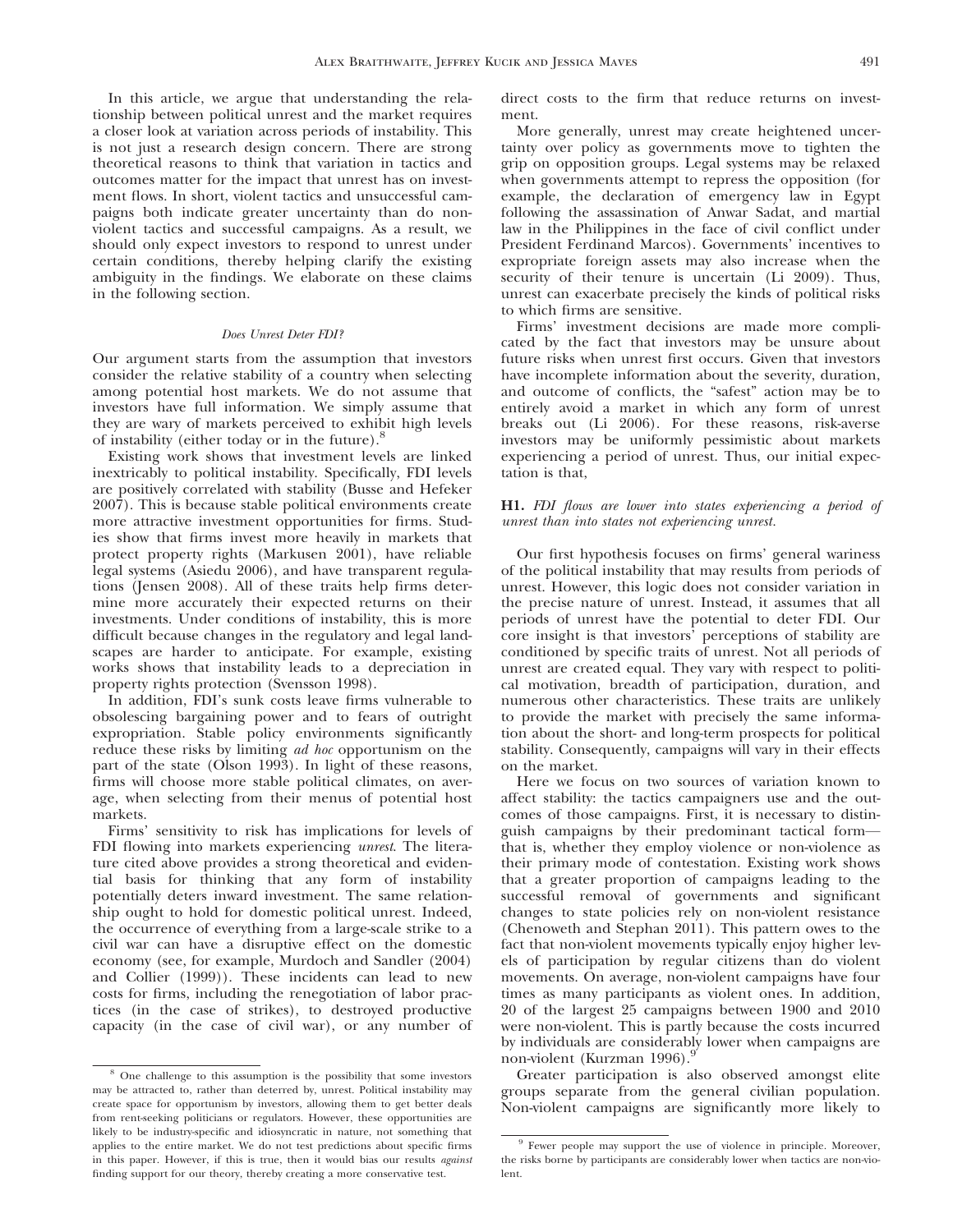In this article, we argue that understanding the relationship between political unrest and the market requires a closer look at variation across periods of instability. This is not just a research design concern. There are strong theoretical reasons to think that variation in tactics and outcomes matter for the impact that unrest has on investment flows. In short, violent tactics and unsuccessful campaigns both indicate greater uncertainty than do non-violent tactics and successful campaigns. As a result, we should only expect investors to respond to unrest under certain conditions, thereby helping clarify the existing ambiguity in the findings. We elaborate on these claims in the following section.

### *Does Unrest Deter FDI?*

Our argument starts from the assumption that investors consider the relative stability of a country when selecting among potential host markets. We do not assume that investors have full information. We simply assume that they are wary of markets perceived to exhibit high levels of instability (either today or in the future).[8]

Existing work shows that investment levels are linked inextricably to political instability. Specifically, FDI levels are positively correlated with stability (Busse and Hefeker 2007). This is because stable political environments create more attractive investment opportunities for firms. Studies show that firms invest more heavily in markets that protect property rights (Markusen 2001), have reliable legal systems (Asiedu 2006), and have transparent regulations (Jensen 2008). All of these traits help firms determine more accurately their expected returns on their investments. Under conditions of instability, this is more difficult because changes in the regulatory and legal landscapes are harder to anticipate. For example, existing works shows that instability leads to a depreciation in property rights protection (Svensson 1998).

In addition, FDI's sunk costs leave firms vulnerable to obsolescing bargaining power and to fears of outright expropriation. Stable policy environments significantly reduce these risks by limiting *ad hoc* opportunism on the part of the state (Olson 1993). In light of these reasons, firms will choose more stable political climates, on average, when selecting from their menus of potential host markets.

Firms' sensitivity to risk has implications for levels of FDI flowing into markets experiencing *unrest*. The literature cited above provides a strong theoretical and evidential basis for thinking that any form of instability potentially deters inward investment. The same relationship ought to hold for domestic political unrest. Indeed, the occurrence of everything from a large-scale strike to a civil war can have a disruptive effect on the domestic economy (see, for example, Murdoch and Sandler (2004) and Collier (1999)). These incidents can lead to new costs for firms, including the renegotiation of labor practices (in the case of strikes), to destroyed productive capacity (in the case of civil war), or any number of direct costs to the firm that reduce returns on investment.

More generally, unrest may create heightened uncertainty over policy as governments move to tighten the grip on opposition groups. Legal systems may be relaxed when governments attempt to repress the opposition (for example, the declaration of emergency law in Egypt following the assassination of Anwar Sadat, and martial law in the Philippines in the face of civil conflict under President Ferdinand Marcos). Governments' incentives to expropriate foreign assets may also increase when the security of their tenure is uncertain (Li 2009). Thus, unrest can exacerbate precisely the kinds of political risks to which firms are sensitive.

Firms' investment decisions are made more complicated by the fact that investors may be unsure about future risks when unrest first occurs. Given that investors have incomplete information about the severity, duration, and outcome of conflicts, the "safest" action may be to entirely avoid a market in which any form of unrest breaks out (Li 2006). For these reasons, risk-averse investors may be uniformly pessimistic about markets experiencing a period of unrest. Thus, our initial expectation is that,

**H1.** *FDI flows are lower into states experiencing a period of unrest than into states not experiencing unrest.*

Our first hypothesis focuses on firms' general wariness of the political instability that may results from periods of unrest. However, this logic does not consider variation in the precise nature of unrest. Instead, it assumes that all periods of unrest have the potential to deter FDI. Our core insight is that investors' perceptions of stability are conditioned by specific traits of unrest. Not all periods of unrest are created equal. They vary with respect to political motivation, breadth of participation, duration, and numerous other characteristics. These traits are unlikely to provide the market with precisely the same information about the short- and long-term prospects for political stability. Consequently, campaigns will vary in their effects on the market.

Here we focus on two sources of variation known to affect stability: the tactics campaigners use and the outcomes of those campaigns. First, it is necessary to distinguish campaigns by their predominant tactical form—that is, whether they employ violence or non-violence as their primary mode of contestation. Existing work shows that a greater proportion of campaigns leading to the successful removal of governments and significant changes to state policies rely on non-violent resistance (Chenoweth and Stephan 2011). This pattern owes to the fact that non-violent movements typically enjoy higher levels of participation by regular citizens than do violent movements. On average, non-violent campaigns have four times as many participants as violent ones. In addition, 20 of the largest 25 campaigns between 1900 and 2010 were non-violent. This is partly because the costs incurred by individuals are considerably lower when campaigns are non-violent (Kurzman 1996).[9]

Greater participation is also observed amongst elite groups separate from the general civilian population. Non-violent campaigns are significantly more likely to

---

[8] One challenge to this assumption is the possibility that some investors may be attracted to, rather than deterred by, unrest. Political instability may create space for opportunism by investors, allowing them to get better deals from rent-seeking politicians or regulators. However, these opportunities are likely to be industry-specific and idiosyncratic in nature, not something that applies to the entire market. We do not test predictions about specific firms in this paper. However, if this is true, then it would bias our results *against* finding support for our theory, thereby creating a more conservative test.

[9] Fewer people may support the use of violence in principle. Moreover, the risks borne by participants are considerably lower when tactics are non-violent.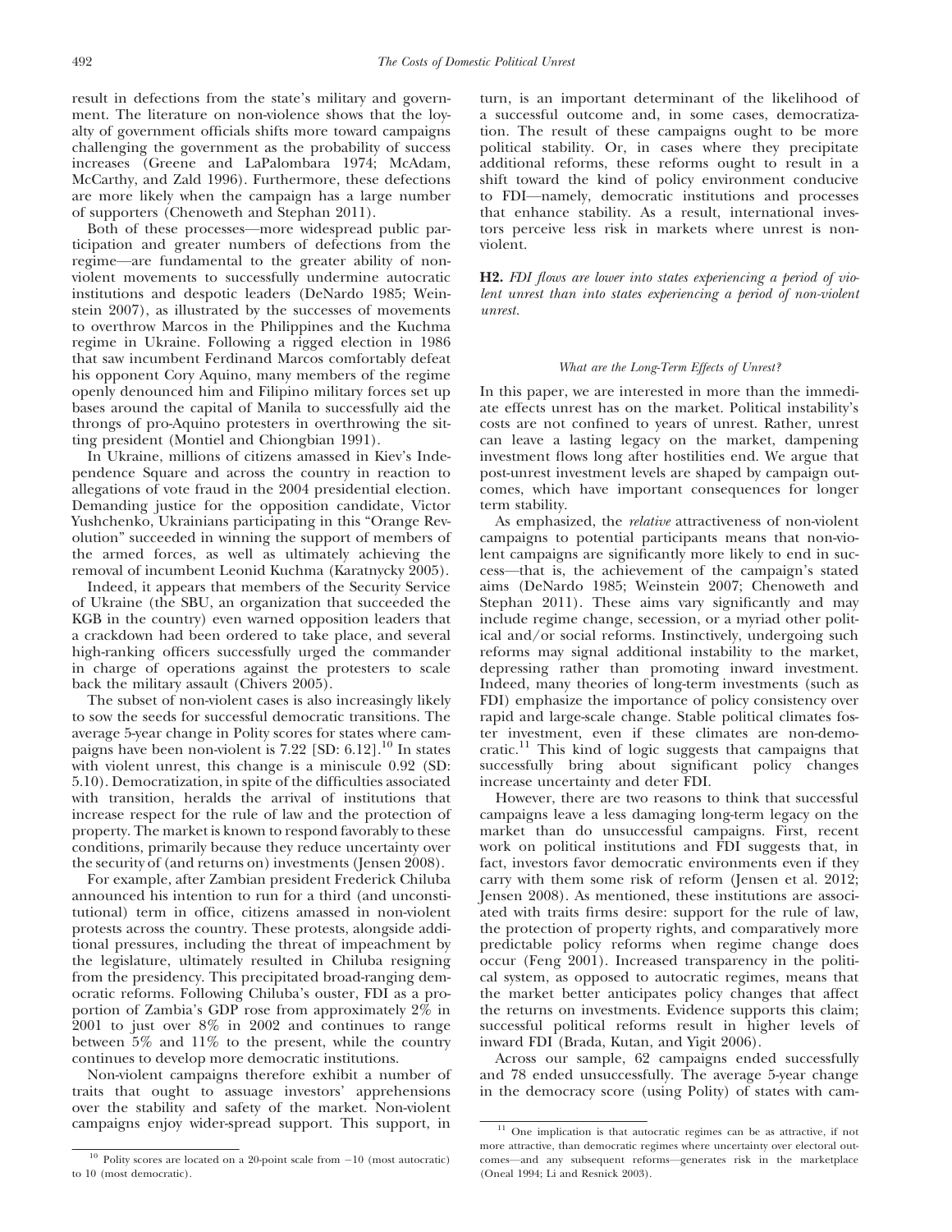result in defections from the state's military and government. The literature on non-violence shows that the loyalty of government officials shifts more toward campaigns challenging the government as the probability of success increases (Greene and LaPalombara 1974; McAdam, McCarthy, and Zald 1996). Furthermore, these defections are more likely when the campaign has a large number of supporters (Chenoweth and Stephan 2011).

Both of these processes—more widespread public participation and greater numbers of defections from the regime—are fundamental to the greater ability of non-violent movements to successfully undermine autocratic institutions and despotic leaders (DeNardo 1985; Weinstein 2007), as illustrated by the successes of movements to overthrow Marcos in the Philippines and the Kuchma regime in Ukraine. Following a rigged election in 1986 that saw incumbent Ferdinand Marcos comfortably defeat his opponent Cory Aquino, many members of the regime openly denounced him and Filipino military forces set up bases around the capital of Manila to successfully aid the throngs of pro-Aquino protesters in overthrowing the sitting president (Montiel and Chiongbian 1991).

In Ukraine, millions of citizens amassed in Kiev's Independence Square and across the country in reaction to allegations of vote fraud in the 2004 presidential election. Demanding justice for the opposition candidate, Victor Yushchenko, Ukrainians participating in this "Orange Revolution" succeeded in winning the support of members of the armed forces, as well as ultimately achieving the removal of incumbent Leonid Kuchma (Karatnycky 2005).

Indeed, it appears that members of the Security Service of Ukraine (the SBU, an organization that succeeded the KGB in the country) even warned opposition leaders that a crackdown had been ordered to take place, and several high-ranking officers successfully urged the commander in charge of operations against the protesters to scale back the military assault (Chivers 2005).

The subset of non-violent cases is also increasingly likely to sow the seeds for successful democratic transitions. The average 5-year change in Polity scores for states where campaigns have been non-violent is 7.22 [SD: 6.12].[10] In states with violent unrest, this change is a miniscule 0.92 (SD: 5.10). Democratization, in spite of the difficulties associated with transition, heralds the arrival of institutions that increase respect for the rule of law and the protection of property. The market is known to respond favorably to these conditions, primarily because they reduce uncertainty over the security of (and returns on) investments (Jensen 2008).

For example, after Zambian president Frederick Chiluba announced his intention to run for a third (and unconstitutional) term in office, citizens amassed in non-violent protests across the country. These protests, alongside additional pressures, including the threat of impeachment by the legislature, ultimately resulted in Chiluba resigning from the presidency. This precipitated broad-ranging democratic reforms. Following Chiluba's ouster, FDI as a proportion of Zambia's GDP rose from approximately 2% in 2001 to just over 8% in 2002 and continues to range between 5% and 11% to the present, while the country continues to develop more democratic institutions.

Non-violent campaigns therefore exhibit a number of traits that ought to assuage investors' apprehensions over the stability and safety of the market. Non-violent campaigns enjoy wider-spread support. This support, in turn, is an important determinant of the likelihood of a successful outcome and, in some cases, democratization. The result of these campaigns ought to be more political stability. Or, in cases where they precipitate additional reforms, these reforms ought to result in a shift toward the kind of policy environment conducive to FDI—namely, democratic institutions and processes that enhance stability. As a result, international investors perceive less risk in markets where unrest is non-violent.

**H2.** *FDI flows are lower into states experiencing a period of violent unrest than into states experiencing a period of non-violent unrest.*

### *What are the Long-Term Effects of Unrest?*

In this paper, we are interested in more than the immediate effects unrest has on the market. Political instability's costs are not confined to years of unrest. Rather, unrest can leave a lasting legacy on the market, dampening investment flows long after hostilities end. We argue that post-unrest investment levels are shaped by campaign outcomes, which have important consequences for longer term stability.

As emphasized, the *relative* attractiveness of non-violent campaigns to potential participants means that non-violent campaigns are significantly more likely to end in success—that is, the achievement of the campaign's stated aims (DeNardo 1985; Weinstein 2007; Chenoweth and Stephan 2011). These aims vary significantly and may include regime change, secession, or a myriad other political and/or social reforms. Instinctively, undergoing such reforms may signal additional instability to the market, depressing rather than promoting inward investment. Indeed, many theories of long-term investments (such as FDI) emphasize the importance of policy consistency over rapid and large-scale change. Stable political climates foster investment, even if these climates are non-democratic.[11] This kind of logic suggests that campaigns that successfully bring about significant policy changes increase uncertainty and deter FDI.

However, there are two reasons to think that successful campaigns leave a less damaging long-term legacy on the market than do unsuccessful campaigns. First, recent work on political institutions and FDI suggests that, in fact, investors favor democratic environments even if they carry with them some risk of reform (Jensen et al. 2012; Jensen 2008). As mentioned, these institutions are associated with traits firms desire: support for the rule of law, the protection of property rights, and comparatively more predictable policy reforms when regime change does occur (Feng 2001). Increased transparency in the political system, as opposed to autocratic regimes, means that the market better anticipates policy changes that affect the returns on investments. Evidence supports this claim; successful political reforms result in higher levels of inward FDI (Brada, Kutan, and Yigit 2006).

Across our sample, 62 campaigns ended successfully and 78 ended unsuccessfully. The average 5-year change in the democracy score (using Polity) of states with cam-

---

[10] Polity scores are located on a 20-point scale from −10 (most autocratic) to 10 (most democratic).

[11] One implication is that autocratic regimes can be as attractive, if not more attractive, than democratic regimes where uncertainty over electoral outcomes—and any subsequent reforms—generates risk in the marketplace (Oneal 1994; Li and Resnick 2003).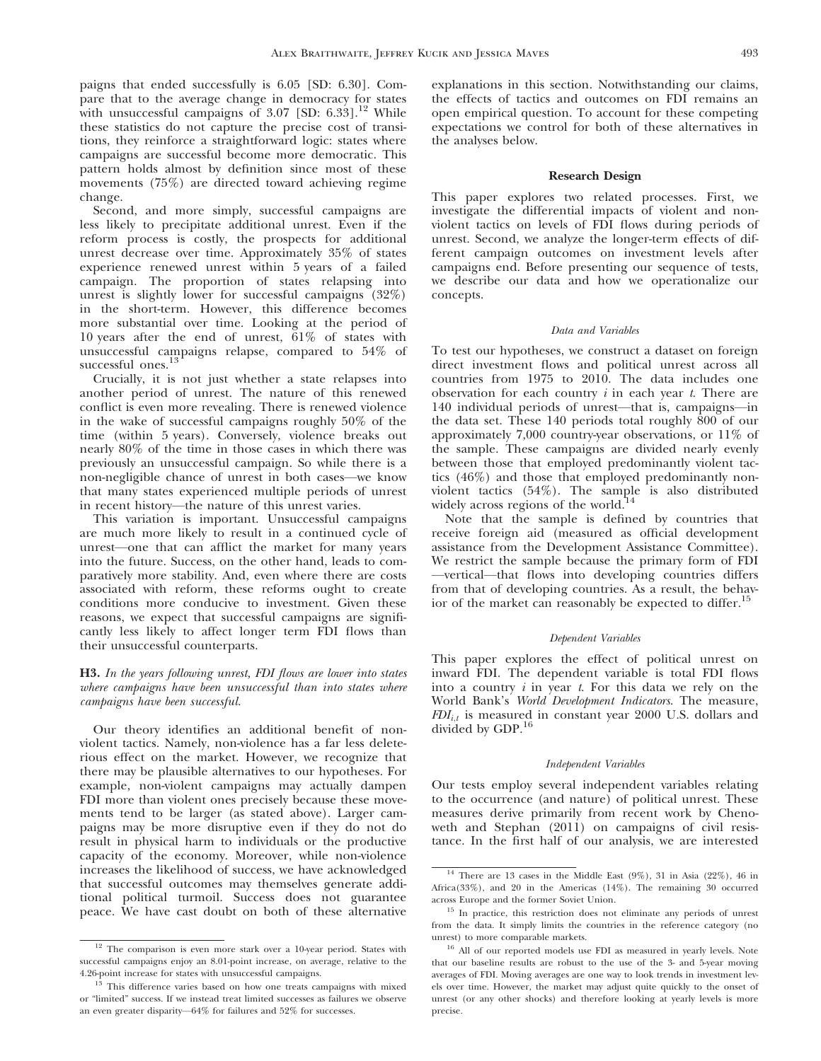paigns that ended successfully is 6.05 [SD: 6.30]. Compare that to the average change in democracy for states with unsuccessful campaigns of 3.07 [SD: 6.33].[12] While these statistics do not capture the precise cost of transitions, they reinforce a straightforward logic: states where campaigns are successful become more democratic. This pattern holds almost by definition since most of these movements (75%) are directed toward achieving regime change.

Second, and more simply, successful campaigns are less likely to precipitate additional unrest. Even if the reform process is costly, the prospects for additional unrest decrease over time. Approximately 35% of states experience renewed unrest within 5 years of a failed campaign. The proportion of states relapsing into unrest is slightly lower for successful campaigns (32%) in the short-term. However, this difference becomes more substantial over time. Looking at the period of 10 years after the end of unrest, 61% of states with unsuccessful campaigns relapse, compared to 54% of successful ones.[13]

Crucially, it is not just whether a state relapses into another period of unrest. The nature of this renewed conflict is even more revealing. There is renewed violence in the wake of successful campaigns roughly 50% of the time (within 5 years). Conversely, violence breaks out nearly 80% of the time in those cases in which there was previously an unsuccessful campaign. So while there is a non-negligible chance of unrest in both cases—we know that many states experienced multiple periods of unrest in recent history—the nature of this unrest varies.

This variation is important. Unsuccessful campaigns are much more likely to result in a continued cycle of unrest—one that can afflict the market for many years into the future. Success, on the other hand, leads to comparatively more stability. And, even where there are costs associated with reform, these reforms ought to create conditions more conducive to investment. Given these reasons, we expect that successful campaigns are significantly less likely to affect longer term FDI flows than their unsuccessful counterparts.

**H3.** *In the years following unrest, FDI flows are lower into states where campaigns have been unsuccessful than into states where campaigns have been successful.*

Our theory identifies an additional benefit of non-violent tactics. Namely, non-violence has a far less deleterious effect on the market. However, we recognize that there may be plausible alternatives to our hypotheses. For example, non-violent campaigns may actually dampen FDI more than violent ones precisely because these movements tend to be larger (as stated above). Larger campaigns may be more disruptive even if they do not do result in physical harm to individuals or the productive capacity of the economy. Moreover, while non-violence increases the likelihood of success, we have acknowledged that successful outcomes may themselves generate additional political turmoil. Success does not guarantee peace. We have cast doubt on both of these alternative explanations in this section. Notwithstanding our claims, the effects of tactics and outcomes on FDI remains an open empirical question. To account for these competing expectations we control for both of these alternatives in the analyses below.

## Research Design

This paper explores two related processes. First, we investigate the differential impacts of violent and non-violent tactics on levels of FDI flows during periods of unrest. Second, we analyze the longer-term effects of different campaign outcomes on investment levels after campaigns end. Before presenting our sequence of tests, we describe our data and how we operationalize our concepts.

### *Data and Variables*

To test our hypotheses, we construct a dataset on foreign direct investment flows and political unrest across all countries from 1975 to 2010. The data includes one observation for each country $i$ in each year $t$. There are 140 individual periods of unrest—that is, campaigns—in the data set. These 140 periods total roughly 800 of our approximately 7,000 country-year observations, or 11% of the sample. These campaigns are divided nearly evenly between those that employed predominantly violent tactics (46%) and those that employed predominantly non-violent tactics (54%). The sample is also distributed widely across regions of the world.[14]

Note that the sample is defined by countries that receive foreign aid (measured as official development assistance from the Development Assistance Committee). We restrict the sample because the primary form of FDI —vertical—that flows into developing countries differs from that of developing countries. As a result, the behavior of the market can reasonably be expected to differ.[15]

### *Dependent Variables*

This paper explores the effect of political unrest on inward FDI. The dependent variable is total FDI flows into a country $i$ in year $t$. For this data we rely on the World Bank's *World Development Indicators*. The measure, $FDI_{i,t}$ is measured in constant year 2000 U.S. dollars and divided by GDP.[16]

### *Independent Variables*

Our tests employ several independent variables relating to the occurrence (and nature) of political unrest. These measures derive primarily from recent work by Chenoweth and Stephan (2011) on campaigns of civil resistance. In the first half of our analysis, we are interested

---

[12] The comparison is even more stark over a 10-year period. States with successful campaigns enjoy an 8.01-point increase, on average, relative to the 4.26-point increase for states with unsuccessful campaigns.

[13] This difference varies based on how one treats campaigns with mixed or "limited" success. If we instead treat limited successes as failures we observe an even greater disparity—64% for failures and 52% for successes.

[14] There are 13 cases in the Middle East (9%), 31 in Asia (22%), 46 in Africa(33%), and 20 in the Americas (14%). The remaining 30 occurred across Europe and the former Soviet Union.

[15] In practice, this restriction does not eliminate any periods of unrest from the data. It simply limits the countries in the reference category (no unrest) to more comparable markets.

[16] All of our reported models use FDI as measured in yearly levels. Note that our baseline results are robust to the use of the 3- and 5-year moving averages of FDI. Moving averages are one way to look trends in investment levels over time. However, the market may adjust quite quickly to the onset of unrest (or any other shocks) and therefore looking at yearly levels is more precise.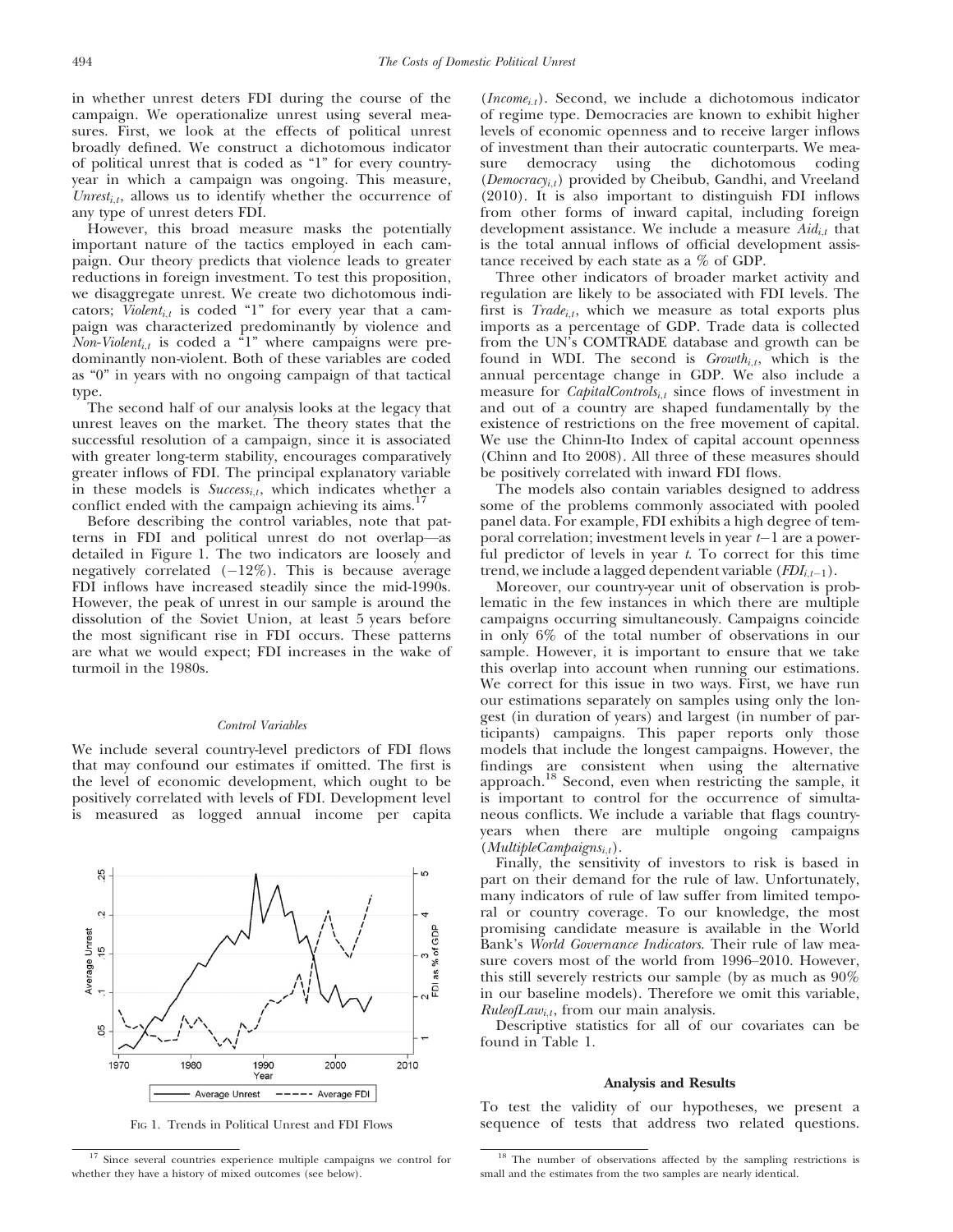in whether unrest deters FDI during the course of the campaign. We operationalize unrest using several measures. First, we look at the effects of political unrest broadly defined. We construct a dichotomous indicator of political unrest that is coded as "1" for every country-year in which a campaign was ongoing. This measure, $Unrest_{i,t}$, allows us to identify whether the occurrence of any type of unrest deters FDI.

However, this broad measure masks the potentially important nature of the tactics employed in each campaign. Our theory predicts that violence leads to greater reductions in foreign investment. To test this proposition, we disaggregate unrest. We create two dichotomous indicators; $Violent_{i,t}$ is coded "1" for every year that a campaign was characterized predominantly by violence and $Non\text{-}Violent_{i,t}$ is coded a "1" where campaigns were predominantly non-violent. Both of these variables are coded as "0" in years with no ongoing campaign of that tactical type.

The second half of our analysis looks at the legacy that unrest leaves on the market. The theory states that the successful resolution of a campaign, since it is associated with greater long-term stability, encourages comparatively greater inflows of FDI. The principal explanatory variable in these models is $Success_{i,t}$, which indicates whether a conflict ended with the campaign achieving its aims.[17]

Before describing the control variables, note that patterns in FDI and political unrest do not overlap—as detailed in Figure 1. The two indicators are loosely and negatively correlated (−12%). This is because average FDI inflows have increased steadily since the mid-1990s. However, the peak of unrest in our sample is around the dissolution of the Soviet Union, at least 5 years before the most significant rise in FDI occurs. These patterns are what we would expect; FDI increases in the wake of turmoil in the 1980s.

### Control Variables

We include several country-level predictors of FDI flows that may confound our estimates if omitted. The first is the level of economic development, which ought to be positively correlated with levels of FDI. Development level is measured as logged annual income per capita ($Income_{i,t}$). Second, we include a dichotomous indicator of regime type. Democracies are known to exhibit higher levels of economic openness and to receive larger inflows of investment than their autocratic counterparts. We measure democracy using the dichotomous coding ($Democracy_{i,t}$) provided by Cheibub, Gandhi, and Vreeland (2010). It is also important to distinguish FDI inflows from other forms of inward capital, including foreign development assistance. We include a measure $Aid_{i,t}$ that is the total annual inflows of official development assistance received by each state as a % of GDP.

FIG 1. Trends in Political Unrest and FDI Flows

Three other indicators of broader market activity and regulation are likely to be associated with FDI levels. The first is $Trade_{i,t}$, which we measure as total exports plus imports as a percentage of GDP. Trade data is collected from the UN's COMTRADE database and growth can be found in WDI. The second is $Growth_{i,t}$, which is the annual percentage change in GDP. We also include a measure for $CapitalControls_{i,t}$ since flows of investment in and out of a country are shaped fundamentally by the existence of restrictions on the free movement of capital. We use the Chinn-Ito Index of capital account openness (Chinn and Ito 2008). All three of these measures should be positively correlated with inward FDI flows.

The models also contain variables designed to address some of the problems commonly associated with pooled panel data. For example, FDI exhibits a high degree of temporal correlation; investment levels in year $t-1$ are a powerful predictor of levels in year $t$. To correct for this time trend, we include a lagged dependent variable ($FDI_{i,t-1}$).

Moreover, our country-year unit of observation is problematic in the few instances in which there are multiple campaigns occurring simultaneously. Campaigns coincide in only 6% of the total number of observations in our sample. However, it is important to ensure that we take this overlap into account when running our estimations. We correct for this issue in two ways. First, we have run our estimations separately on samples using only the longest (in duration of years) and largest (in number of participants) campaigns. This paper reports only those models that include the longest campaigns. However, the findings are consistent when using the alternative approach.[18] Second, even when restricting the sample, it is important to control for the occurrence of simultaneous conflicts. We include a variable that flags country-years when there are multiple ongoing campaigns ($MultipleCampaigns_{i,t}$).

Finally, the sensitivity of investors to risk is based in part on their demand for the rule of law. Unfortunately, many indicators of rule of law suffer from limited temporal or country coverage. To our knowledge, the most promising candidate measure is available in the World Bank's *World Governance Indicators*. Their rule of law measure covers most of the world from 1996–2010. However, this still severely restricts our sample (by as much as 90% in our baseline models). Therefore we omit this variable, $RuleofLaw_{i,t}$, from our main analysis.

Descriptive statistics for all of our covariates can be found in Table 1.

## Analysis and Results

To test the validity of our hypotheses, we present a sequence of tests that address two related questions.

[17] Since several countries experience multiple campaigns we control for whether they have a history of mixed outcomes (see below).

[18] The number of observations affected by the sampling restrictions is small and the estimates from the two samples are nearly identical.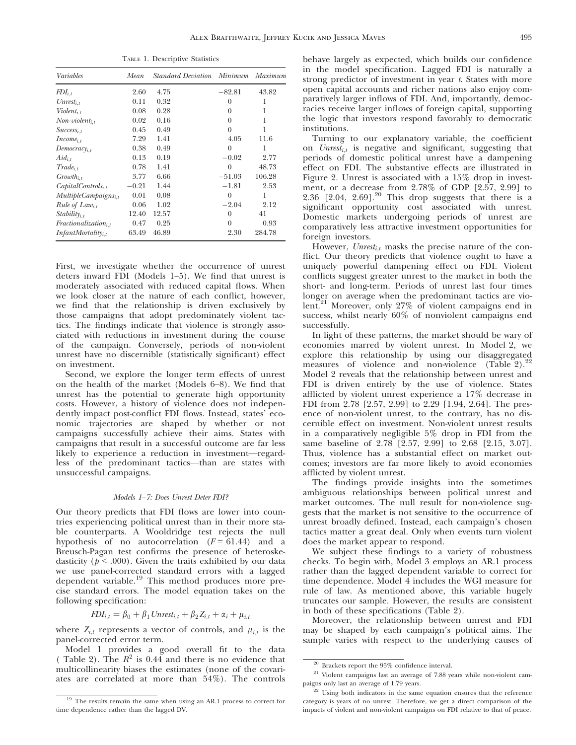TABLE 1. Descriptive Statistics

| *Variables* | *Mean* | *Standard Deviation* | *Minimum* | *Maximum* |
|---|---|---|---|---|
| $FDI_{i,t}$ | 2.60 | 4.75 | −82.81 | 43.82 |
| $Unrest_{i,t}$ | 0.11 | 0.32 | 0 | 1 |
| $Violent_{i,t}$ | 0.08 | 0.28 | 0 | 1 |
| $Non\text{-}violent_{i,t}$ | 0.02 | 0.16 | 0 | 1 |
| $Success_{i,t}$ | 0.45 | 0.49 | 0 | 1 |
| $Income_{i,t}$ | 7.29 | 1.41 | 4.05 | 11.6 |
| $Democracy_{i,t}$ | 0.38 | 0.49 | 0 | 1 |
| $Aid_{i,t}$ | 0.13 | 0.19 | −0.02 | 2.77 |
| $Trade_{i,t}$ | 0.78 | 1.41 | 0 | 48.73 |
| $Growth_{i,t}$ | 3.77 | 6.66 | −51.03 | 106.28 |
| $CapitalControls_{i,t}$ | −0.21 | 1.44 | −1.81 | 2.53 |
| $MultipleCampaigns_{i,t}$ | 0.01 | 0.08 | 0 | 1 |
| $Rule\ of\ Law_{i,t}$ | 0.06 | 1.02 | −2.04 | 2.12 |
| $Stability_{i,t}$ | 12.40 | 12.57 | 0 | 41 |
| $Fractionalization_{i,t}$ | 0.47 | 0.25 | 0 | 0.93 |
| $InfantMortality_{i,t}$ | 63.49 | 46.89 | 2.30 | 284.78 |

First, we investigate whether the occurrence of unrest deters inward FDI (Models 1–5). We find that unrest is moderately associated with reduced capital flows. When we look closer at the nature of each conflict, however, we find that the relationship is driven exclusively by those campaigns that adopt predominately violent tactics. The findings indicate that violence is strongly associated with reductions in investment during the course of the campaign. Conversely, periods of non-violent unrest have no discernible (statistically significant) effect on investment.

Second, we explore the longer term effects of unrest on the health of the market (Models 6–8). We find that unrest has the potential to generate high opportunity costs. However, a history of violence does not independently impact post-conflict FDI flows. Instead, states' economic trajectories are shaped by whether or not campaigns successfully achieve their aims. States with campaigns that result in a successful outcome are far less likely to experience a reduction in investment—regardless of the predominant tactics—than are states with unsuccessful campaigns.

### *Models 1–7: Does Unrest Deter FDI?*

Our theory predicts that FDI flows are lower into countries experiencing political unrest than in their more stable counterparts. A Wooldridge test rejects the null hypothesis of no autocorrelation ($F = 61.44$) and a Breusch-Pagan test confirms the presence of heteroskedasticity ($p < .000$). Given the traits exhibited by our data we use panel-corrected standard errors with a lagged dependent variable.[19] This method produces more precise standard errors. The model equation takes on the following specification:

$$FDI_{i,t} = \beta_0 + \beta_1 Unrest_{i,t} + \beta_2 Z_{i,t} + \alpha_i + \mu_{i,t}$$

where $Z_{i,t}$ represents a vector of controls, and $\mu_{i,t}$ is the panel-corrected error term.

Model 1 provides a good overall fit to the data (Table 2). The $R^2$ is 0.44 and there is no evidence that multicollinearity biases the estimates (none of the covariates are correlated at more than 54%). The controls behave largely as expected, which builds our confidence in the model specification. Lagged FDI is naturally a strong predictor of investment in year *t*. States with more open capital accounts and richer nations also enjoy comparatively larger inflows of FDI. And, importantly, democracies receive larger inflows of foreign capital, supporting the logic that investors respond favorably to democratic institutions.

Turning to our explanatory variable, the coefficient on $Unrest_{i,t}$ is negative and significant, suggesting that periods of domestic political unrest have a dampening effect on FDI. The substantive effects are illustrated in Figure 2. Unrest is associated with a 15% drop in investment, or a decrease from 2.78% of GDP [2.57, 2.99] to 2.36 [2.04, 2.69].[20] This drop suggests that there is a significant opportunity cost associated with unrest. Domestic markets undergoing periods of unrest are comparatively less attractive investment opportunities for foreign investors.

However, $Unrest_{i,t}$ masks the precise nature of the conflict. Our theory predicts that violence ought to have a uniquely powerful dampening effect on FDI. Violent conflicts suggest greater unrest to the market in both the short- and long-term. Periods of unrest last four times longer on average when the predominant tactics are violent.[21] Moreover, only 27% of violent campaigns end in success, whilst nearly 60% of nonviolent campaigns end successfully.

In light of these patterns, the market should be wary of economies marred by violent unrest. In Model 2, we explore this relationship by using our disaggregated measures of violence and non-violence (Table 2).[22] Model 2 reveals that the relationship between unrest and FDI is driven entirely by the use of violence. States afflicted by violent unrest experience a 17% decrease in FDI from 2.78 [2.57, 2.99] to 2.29 [1.94, 2.64]. The presence of non-violent unrest, to the contrary, has no discernible effect on investment. Non-violent unrest results in a comparatively negligible 5% drop in FDI from the same baseline of 2.78 [2.57, 2.99] to 2.68 [2.15, 3.07]. Thus, violence has a substantial effect on market outcomes; investors are far more likely to avoid economies afflicted by violent unrest.

The findings provide insights into the sometimes ambiguous relationships between political unrest and market outcomes. The null result for non-violence suggests that the market is not sensitive to the occurrence of unrest broadly defined. Instead, each campaign's chosen tactics matter a great deal. Only when events turn violent does the market appear to respond.

We subject these findings to a variety of robustness checks. To begin with, Model 3 employs an AR.1 process rather than the lagged dependent variable to correct for time dependence. Model 4 includes the WGI measure for rule of law. As mentioned above, this variable hugely truncates our sample. However, the results are consistent in both of these specifications (Table 2).

Moreover, the relationship between unrest and FDI may be shaped by each campaign's political aims. The sample varies with respect to the underlying causes of

---

[19] The results remain the same when using an AR.1 process to correct for time dependence rather than the lagged DV.

[20] Brackets report the 95% confidence interval.

[21] Violent campaigns last an average of 7.88 years while non-violent campaigns only last an average of 1.79 years.

[22] Using both indicators in the same equation ensures that the reference category is years of no unrest. Therefore, we get a direct comparison of the impacts of violent and non-violent campaigns on FDI relative to that of peace.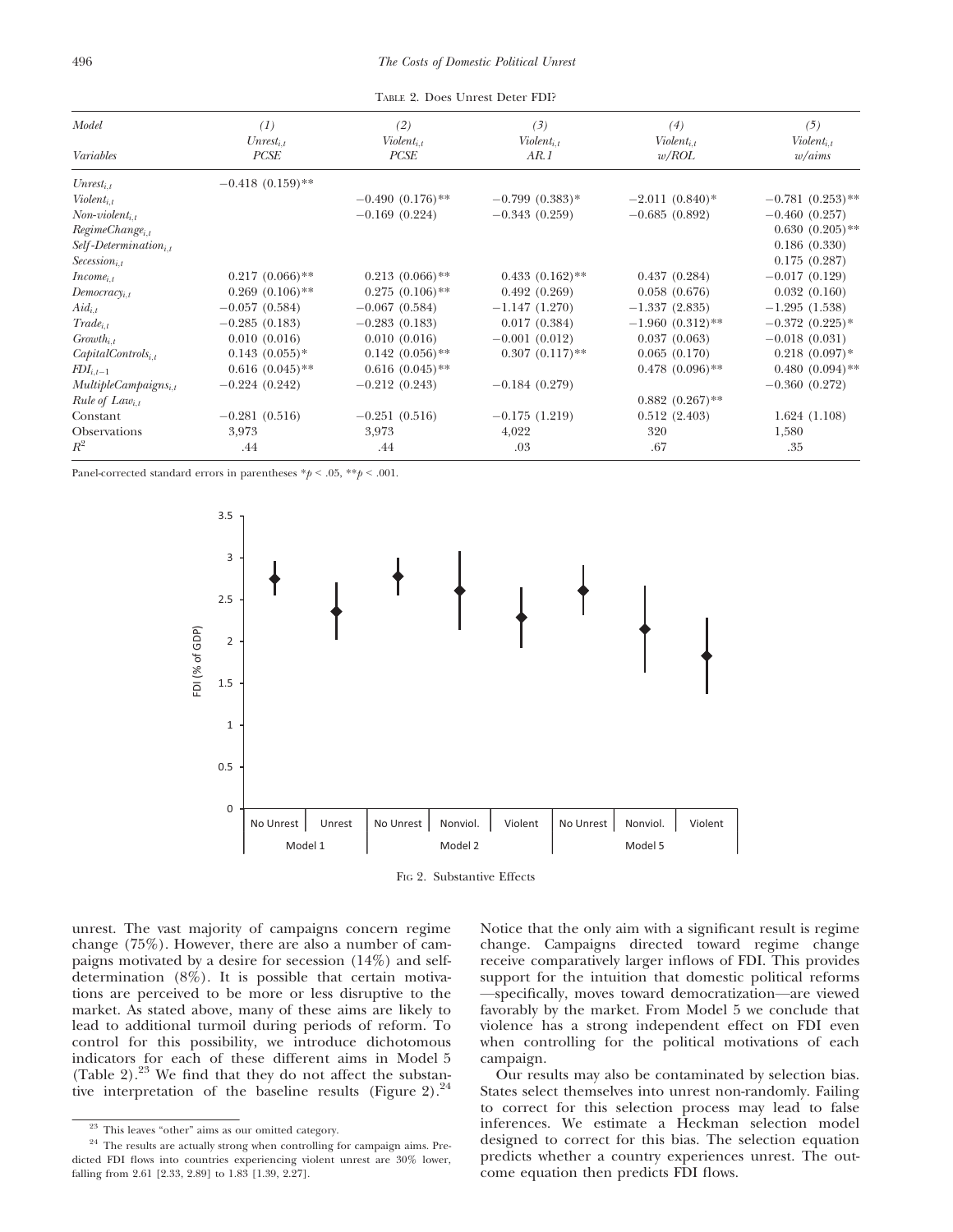TABLE 2. Does Unrest Deter FDI?

| Model | (1) | (2) | (3) | (4) | (5) |
|---|---|---|---|---|---|
| | $Unrest_{i,t}$ | $Violent_{i,t}$ | $Violent_{i,t}$ | $Violent_{i,t}$ | $Violent_{i,t}$ |
| *Variables* | *PCSE* | *PCSE* | *AR.1* | *w/ROL* | *w/aims* |
| $Unrest_{i,t}$ | −0.418 (0.159)** | | | | |
| $Violent_{i,t}$ | | −0.490 (0.176)** | −0.799 (0.383)* | −2.011 (0.840)* | −0.781 (0.253)** |
| $Non\text{-}violent_{i,t}$ | | −0.169 (0.224) | −0.343 (0.259) | −0.685 (0.892) | −0.460 (0.257) |
| $RegimeChange_{i,t}$ | | | | | 0.630 (0.205)** |
| $Self\text{-}Determination_{i,t}$ | | | | | 0.186 (0.330) |
| $Secession_{i,t}$ | | | | | 0.175 (0.287) |
| $Income_{i,t}$ | 0.217 (0.066)** | 0.213 (0.066)** | 0.433 (0.162)** | 0.437 (0.284) | −0.017 (0.129) |
| $Democracy_{i,t}$ | 0.269 (0.106)** | 0.275 (0.106)** | 0.492 (0.269) | 0.058 (0.676) | 0.032 (0.160) |
| $Aid_{i,t}$ | −0.057 (0.584) | −0.067 (0.584) | −1.147 (1.270) | −1.337 (2.835) | −1.295 (1.538) |
| $Trade_{i,t}$ | −0.285 (0.183) | −0.283 (0.183) | 0.017 (0.384) | −1.960 (0.312)** | −0.372 (0.225)* |
| $Growth_{i,t}$ | 0.010 (0.016) | 0.010 (0.016) | −0.001 (0.012) | 0.037 (0.063) | −0.018 (0.031) |
| $CapitalControls_{i,t}$ | 0.143 (0.055)* | 0.142 (0.056)** | 0.307 (0.117)** | 0.065 (0.170) | 0.218 (0.097)* |
| $FDI_{i,t-1}$ | 0.616 (0.045)** | 0.616 (0.045)** | | 0.478 (0.096)** | 0.480 (0.094)** |
| $MultipleCampaigns_{i,t}$ | −0.224 (0.242) | −0.212 (0.243) | −0.184 (0.279) | | −0.360 (0.272) |
| $Rule\ of\ Law_{i,t}$ | | | | 0.882 (0.267)** | |
| Constant | −0.281 (0.516) | −0.251 (0.516) | −0.175 (1.219) | 0.512 (2.403) | 1.624 (1.108) |
| Observations | 3,973 | 3,973 | 4,022 | 320 | 1,580 |
| $R^2$ | .44 | .44 | .03 | .67 | .35 |

Panel-corrected standard errors in parentheses $*p < .05$, $**p < .001$.

FIG 2. Substantive Effects

unrest. The vast majority of campaigns concern regime change (75%). However, there are also a number of campaigns motivated by a desire for secession (14%) and self-determination (8%). It is possible that certain motivations are perceived to be more or less disruptive to the market. As stated above, many of these aims are likely to lead to additional turmoil during periods of reform. To control for this possibility, we introduce dichotomous indicators for each of these different aims in Model 5 (Table 2).[23] We find that they do not affect the substantive interpretation of the baseline results (Figure 2).[24]

Notice that the only aim with a significant result is regime change. Campaigns directed toward regime change receive comparatively larger inflows of FDI. This provides support for the intuition that domestic political reforms—specifically, moves toward democratization—are viewed favorably by the market. From Model 5 we conclude that violence has a strong independent effect on FDI even when controlling for the political motivations of each campaign.

Our results may also be contaminated by selection bias. States select themselves into unrest non-randomly. Failing to correct for this selection process may lead to false inferences. We estimate a Heckman selection model designed to correct for this bias. The selection equation predicts whether a country experiences unrest. The outcome equation then predicts FDI flows.

[23] This leaves "other" aims as our omitted category.

[24] The results are actually strong when controlling for campaign aims. Predicted FDI flows into countries experiencing violent unrest are 30% lower, falling from 2.61 [2.33, 2.89] to 1.83 [1.39, 2.27].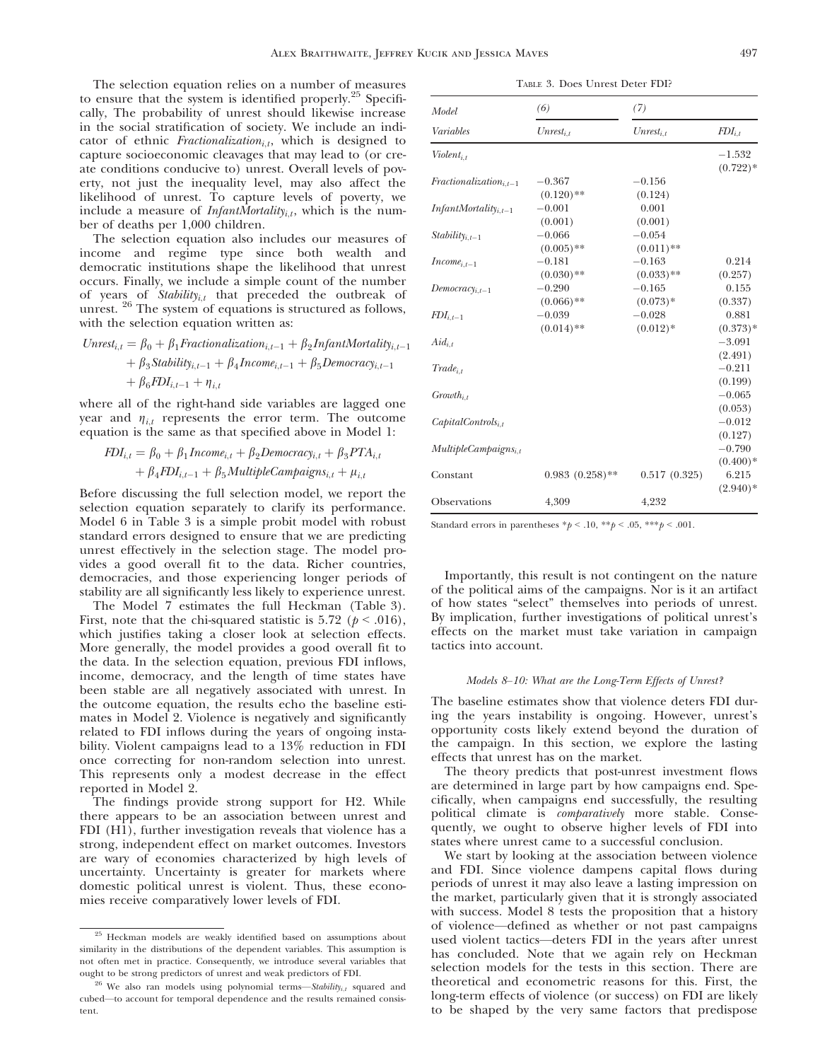The selection equation relies on a number of measures to ensure that the system is identified properly.[25] Specifically, The probability of unrest should likewise increase in the social stratification of society. We include an indicator of ethnic $Fractionalization_{i,t}$, which is designed to capture socioeconomic cleavages that may lead to (or create conditions conducive to) unrest. Overall levels of poverty, not just the inequality level, may also affect the likelihood of unrest. To capture levels of poverty, we include a measure of $InfantMortality_{i,t}$, which is the number of deaths per 1,000 children.

The selection equation also includes our measures of income and regime type since both wealth and democratic institutions shape the likelihood that unrest occurs. Finally, we include a simple count of the number of years of $Stability_{i,t}$ that preceded the outbreak of unrest. [26] The system of equations is structured as follows, with the selection equation written as:

$$
\begin{aligned}
Unrest_{i,t} = \beta_0 &+ \beta_1 Fractionalization_{i,t-1} + \beta_2 InfantMortality_{i,t-1} \\
&+ \beta_3 Stability_{i,t-1} + \beta_4 Income_{i,t-1} + \beta_5 Democracy_{i,t-1} \\
&+ \beta_6 FDI_{i,t-1} + \eta_{i,t}
\end{aligned}
$$

where all of the right-hand side variables are lagged one year and $\eta_{i,t}$ represents the error term. The outcome equation is the same as that specified above in Model 1:

$$
\begin{aligned}
FDI_{i,t} = \beta_0 &+ \beta_1 Income_{i,t} + \beta_2 Democracy_{i,t} + \beta_3 PTA_{i,t} \\
&+ \beta_4 FDI_{i,t-1} + \beta_5 MultipleCampaigns_{i,t} + \mu_{i,t}
\end{aligned}
$$

Before discussing the full selection model, we report the selection equation separately to clarify its performance. Model 6 in Table 3 is a simple probit model with robust standard errors designed to ensure that we are predicting unrest effectively in the selection stage. The model provides a good overall fit to the data. Richer countries, democracies, and those experiencing longer periods of stability are all significantly less likely to experience unrest.

The Model 7 estimates the full Heckman (Table 3). First, note that the chi-squared statistic is 5.72 ($p < .016$), which justifies taking a closer look at selection effects. More generally, the model provides a good overall fit to the data. In the selection equation, previous FDI inflows, income, democracy, and the length of time states have been stable are all negatively associated with unrest. In the outcome equation, the results echo the baseline estimates in Model 2. Violence is negatively and significantly related to FDI inflows during the years of ongoing instability. Violent campaigns lead to a 13% reduction in FDI once correcting for non-random selection into unrest. This represents only a modest decrease in the effect reported in Model 2.

The findings provide strong support for H2. While there appears to be an association between unrest and FDI (H1), further investigation reveals that violence has a strong, independent effect on market outcomes. Investors are wary of economies characterized by high levels of uncertainty. Uncertainty is greater for markets where domestic political unrest is violent. Thus, these economies receive comparatively lower levels of FDI.

Table 3. Does Unrest Deter FDI?

| Model | (6) | (7) | |
|---|---|---|---|
| Variables | $Unrest_{i,t}$ | $Unrest_{i,t}$ | $FDI_{i,t}$ |
| $Violent_{i,t}$ | | | −1.532 |
| | | | (0.722)* |
| $Fractionalization_{i,t-1}$ | −0.367 | −0.156 | |
| | (0.120)** | (0.124) | |
| $InfantMortality_{i,t-1}$ | −0.001 | 0.001 | |
| | (0.001) | (0.001) | |
| $Stability_{i,t-1}$ | −0.066 | −0.054 | |
| | (0.005)** | (0.011)** | |
| $Income_{i,t-1}$ | −0.181 | −0.163 | 0.214 |
| | (0.030)** | (0.033)** | (0.257) |
| $Democracy_{i,t-1}$ | −0.290 | −0.165 | 0.155 |
| | (0.066)** | (0.073)* | (0.337) |
| $FDI_{i,t-1}$ | −0.039 | −0.028 | 0.881 |
| | (0.014)** | (0.012)* | (0.373)* |
| $Aid_{i,t}$ | | | −3.091 |
| | | | (2.491) |
| $Trade_{i,t}$ | | | −0.211 |
| | | | (0.199) |
| $Growth_{i,t}$ | | | −0.065 |
| | | | (0.053) |
| $CapitalControls_{i,t}$ | | | −0.012 |
| | | | (0.127) |
| $MultipleCampaigns_{i,t}$ | | | −0.790 |
| | | | (0.400)* |
| Constant | 0.983 (0.258)** | 0.517 (0.325) | 6.215 |
| | | | (2.940)* |
| Observations | 4,309 | 4,232 | |

Standard errors in parentheses *$p < .10$, **$p < .05$, ***$p < .001$.

Importantly, this result is not contingent on the nature of the political aims of the campaigns. Nor is it an artifact of how states "select" themselves into periods of unrest. By implication, further investigations of political unrest's effects on the market must take variation in campaign tactics into account.

#### *Models 8–10: What are the Long-Term Effects of Unrest?*

The baseline estimates show that violence deters FDI during the years instability is ongoing. However, unrest's opportunity costs likely extend beyond the duration of the campaign. In this section, we explore the lasting effects that unrest has on the market.

The theory predicts that post-unrest investment flows are determined in large part by how campaigns end. Specifically, when campaigns end successfully, the resulting political climate is *comparatively* more stable. Consequently, we ought to observe higher levels of FDI into states where unrest came to a successful conclusion.

We start by looking at the association between violence and FDI. Since violence dampens capital flows during periods of unrest it may also leave a lasting impression on the market, particularly given that it is strongly associated with success. Model 8 tests the proposition that a history of violence—defined as whether or not past campaigns used violent tactics—deters FDI in the years after unrest has concluded. Note that we again rely on Heckman selection models for the tests in this section. There are theoretical and econometric reasons for this. First, the long-term effects of violence (or success) on FDI are likely to be shaped by the very same factors that predispose

[25] Heckman models are weakly identified based on assumptions about similarity in the distributions of the dependent variables. This assumption is not often met in practice. Consequently, we introduce several variables that ought to be strong predictors of unrest and weak predictors of FDI.

[26] We also ran models using polynomial terms—$Stability_{i,t}$ squared and cubed—to account for temporal dependence and the results remained consistent.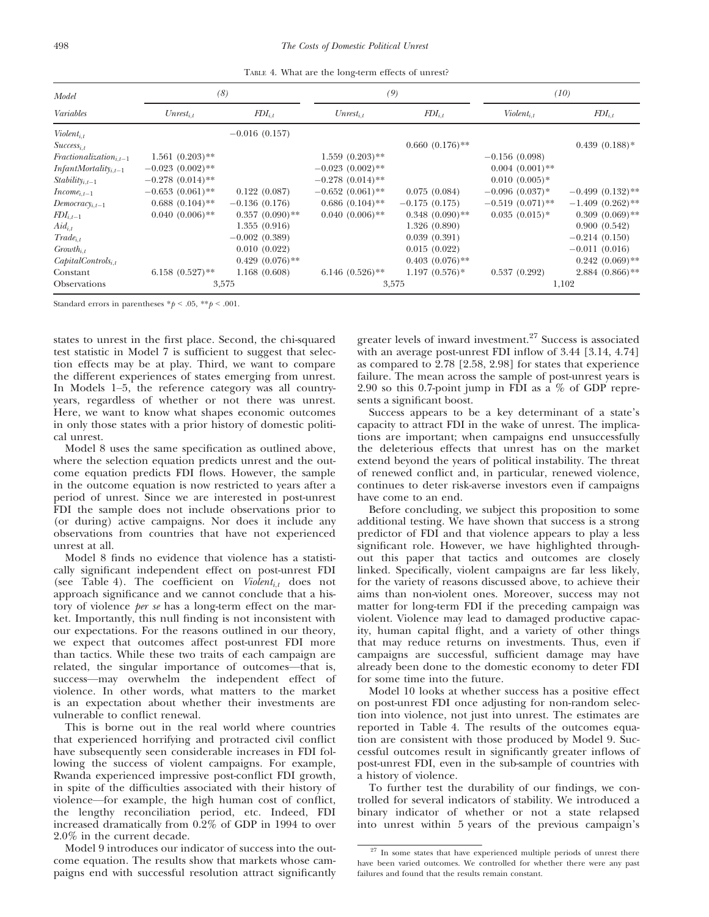TABLE 4. What are the long-term effects of unrest?

| Model | (8) | | (9) | | (10) | |
|---|---|---|---|---|---|---|
| Variables | $Unrest_{i,t}$ | $FDI_{i,t}$ | $Unrest_{i,t}$ | $FDI_{i,t}$ | $Violent_{i,t}$ | $FDI_{i,t}$ |
| $Violent_{i,t}$ | | −0.016 (0.157) | | | | |
| $Success_{i,t}$ | | | | 0.660 (0.176)** | | 0.439 (0.188)* |
| $Fractionalization_{i,t-1}$ | 1.561 (0.203)** | | 1.559 (0.203)** | | −0.156 (0.098) | |
| $InfantMortality_{i,t-1}$ | −0.023 (0.002)** | | −0.023 (0.002)** | | 0.004 (0.001)** | |
| $Stability_{i,t-1}$ | −0.278 (0.014)** | | −0.278 (0.014)** | | 0.010 (0.005)* | |
| $Income_{i,t-1}$ | −0.653 (0.061)** | 0.122 (0.087) | −0.652 (0.061)** | 0.075 (0.084) | −0.096 (0.037)* | −0.499 (0.132)** |
| $Democracy_{i,t-1}$ | 0.688 (0.104)** | −0.136 (0.176) | 0.686 (0.104)** | −0.175 (0.175) | −0.519 (0.071)** | −1.409 (0.262)** |
| $FDI_{i,t-1}$ | 0.040 (0.006)** | 0.357 (0.090)** | 0.040 (0.006)** | 0.348 (0.090)** | 0.035 (0.015)* | 0.309 (0.069)** |
| $Aid_{i,t}$ | | 1.355 (0.916) | | 1.326 (0.890) | | 0.900 (0.542) |
| $Trade_{i,t}$ | | −0.002 (0.389) | | 0.039 (0.391) | | −0.214 (0.150) |
| $Growth_{i,t}$ | | 0.010 (0.022) | | 0.015 (0.022) | | −0.011 (0.016) |
| $CapitalControls_{i,t}$ | | 0.429 (0.076)** | | 0.403 (0.076)** | | 0.242 (0.069)** |
| Constant | 6.158 (0.527)** | 1.168 (0.608) | 6.146 (0.526)** | 1.197 (0.576)* | 0.537 (0.292) | 2.884 (0.866)** |
| Observations | 3,575 | | 3,575 | | 1,102 | |

Standard errors in parentheses *$p < .05$, **$p < .001$.

states to unrest in the first place. Second, the chi-squared test statistic in Model 7 is sufficient to suggest that selection effects may be at play. Third, we want to compare the different experiences of states emerging from unrest. In Models 1–5, the reference category was all country-years, regardless of whether or not there was unrest. Here, we want to know what shapes economic outcomes in only those states with a prior history of domestic political unrest.

Model 8 uses the same specification as outlined above, where the selection equation predicts unrest and the outcome equation predicts FDI flows. However, the sample in the outcome equation is now restricted to years after a period of unrest. Since we are interested in post-unrest FDI the sample does not include observations prior to (or during) active campaigns. Nor does it include any observations from countries that have not experienced unrest at all.

Model 8 finds no evidence that violence has a statistically significant independent effect on post-unrest FDI (see Table 4). The coefficient on $Violent_{i,t}$ does not approach significance and we cannot conclude that a history of violence *per se* has a long-term effect on the market. Importantly, this null finding is not inconsistent with our expectations. For the reasons outlined in our theory, we expect that outcomes affect post-unrest FDI more than tactics. While these two traits of each campaign are related, the singular importance of outcomes—that is, success—may overwhelm the independent effect of violence. In other words, what matters to the market is an expectation about whether their investments are vulnerable to conflict renewal.

This is borne out in the real world where countries that experienced horrifying and protracted civil conflict have subsequently seen considerable increases in FDI following the success of violent campaigns. For example, Rwanda experienced impressive post-conflict FDI growth, in spite of the difficulties associated with their history of violence—for example, the high human cost of conflict, the lengthy reconciliation period, etc. Indeed, FDI increased dramatically from 0.2% of GDP in 1994 to over 2.0% in the current decade.

Model 9 introduces our indicator of success into the outcome equation. The results show that markets whose campaigns end with successful resolution attract significantly greater levels of inward investment.[27] Success is associated with an average post-unrest FDI inflow of 3.44 [3.14, 4.74] as compared to 2.78 [2.58, 2.98] for states that experience failure. The mean across the sample of post-unrest years is 2.90 so this 0.7-point jump in FDI as a % of GDP represents a significant boost.

Success appears to be a key determinant of a state's capacity to attract FDI in the wake of unrest. The implications are important; when campaigns end unsuccessfully the deleterious effects that unrest has on the market extend beyond the years of political instability. The threat of renewed conflict and, in particular, renewed violence, continues to deter risk-averse investors even if campaigns have come to an end.

Before concluding, we subject this proposition to some additional testing. We have shown that success is a strong predictor of FDI and that violence appears to play a less significant role. However, we have highlighted throughout this paper that tactics and outcomes are closely linked. Specifically, violent campaigns are far less likely, for the variety of reasons discussed above, to achieve their aims than non-violent ones. Moreover, success may not matter for long-term FDI if the preceding campaign was violent. Violence may lead to damaged productive capacity, human capital flight, and a variety of other things that may reduce returns on investments. Thus, even if campaigns are successful, sufficient damage may have already been done to the domestic economy to deter FDI for some time into the future.

Model 10 looks at whether success has a positive effect on post-unrest FDI once adjusting for non-random selection into violence, not just into unrest. The estimates are reported in Table 4. The results of the outcomes equation are consistent with those produced by Model 9. Successful outcomes result in significantly greater inflows of post-unrest FDI, even in the sub-sample of countries with a history of violence.

To further test the durability of our findings, we controlled for several indicators of stability. We introduced a binary indicator of whether or not a state relapsed into unrest within 5 years of the previous campaign's

[27] In some states that have experienced multiple periods of unrest there have been varied outcomes. We controlled for whether there were any past failures and found that the results remain constant.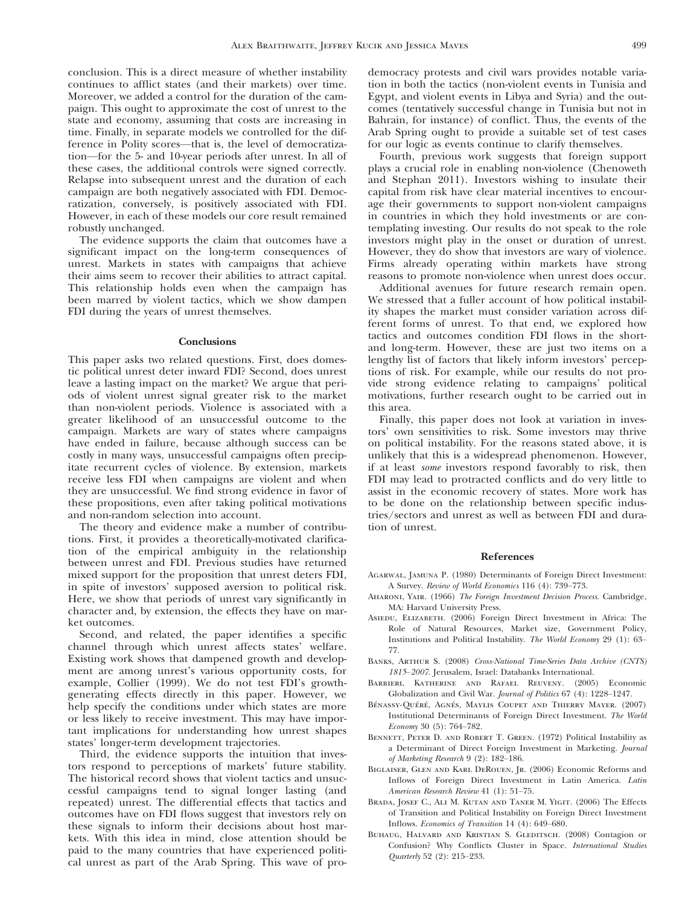conclusion. This is a direct measure of whether instability continues to afflict states (and their markets) over time. Moreover, we added a control for the duration of the campaign. This ought to approximate the cost of unrest to the state and economy, assuming that costs are increasing in time. Finally, in separate models we controlled for the difference in Polity scores—that is, the level of democratization—for the 5- and 10-year periods after unrest. In all of these cases, the additional controls were signed correctly. Relapse into subsequent unrest and the duration of each campaign are both negatively associated with FDI. Democratization, conversely, is positively associated with FDI. However, in each of these models our core result remained robustly unchanged.

The evidence supports the claim that outcomes have a significant impact on the long-term consequences of unrest. Markets in states with campaigns that achieve their aims seem to recover their abilities to attract capital. This relationship holds even when the campaign has been marred by violent tactics, which we show dampen FDI during the years of unrest themselves.

## Conclusions

This paper asks two related questions. First, does domestic political unrest deter inward FDI? Second, does unrest leave a lasting impact on the market? We argue that periods of violent unrest signal greater risk to the market than non-violent periods. Violence is associated with a greater likelihood of an unsuccessful outcome to the campaign. Markets are wary of states where campaigns have ended in failure, because although success can be costly in many ways, unsuccessful campaigns often precipitate recurrent cycles of violence. By extension, markets receive less FDI when campaigns are violent and when they are unsuccessful. We find strong evidence in favor of these propositions, even after taking political motivations and non-random selection into account.

The theory and evidence make a number of contributions. First, it provides a theoretically-motivated clarification of the empirical ambiguity in the relationship between unrest and FDI. Previous studies have returned mixed support for the proposition that unrest deters FDI, in spite of investors' supposed aversion to political risk. Here, we show that periods of unrest vary significantly in character and, by extension, the effects they have on market outcomes.

Second, and related, the paper identifies a specific channel through which unrest affects states' welfare. Existing work shows that dampened growth and development are among unrest's various opportunity costs, for example, Collier (1999). We do not test FDI's growth-generating effects directly in this paper. However, we help specify the conditions under which states are more or less likely to receive investment. This may have important implications for understanding how unrest shapes states' longer-term development trajectories.

Third, the evidence supports the intuition that investors respond to perceptions of markets' future stability. The historical record shows that violent tactics and unsuccessful campaigns tend to signal longer lasting (and repeated) unrest. The differential effects that tactics and outcomes have on FDI flows suggest that investors rely on these signals to inform their decisions about host markets. With this idea in mind, close attention should be paid to the many countries that have experienced political unrest as part of the Arab Spring. This wave of pro-democracy protests and civil wars provides notable variation in both the tactics (non-violent events in Tunisia and Egypt, and violent events in Libya and Syria) and the outcomes (tentatively successful change in Tunisia but not in Bahrain, for instance) of conflict. Thus, the events of the Arab Spring ought to provide a suitable set of test cases for our logic as events continue to clarify themselves.

Fourth, previous work suggests that foreign support plays a crucial role in enabling non-violence (Chenoweth and Stephan 2011). Investors wishing to insulate their capital from risk have clear material incentives to encourage their governments to support non-violent campaigns in countries in which they hold investments or are contemplating investing. Our results do not speak to the role investors might play in the onset or duration of unrest. However, they do show that investors are wary of violence. Firms already operating within markets have strong reasons to promote non-violence when unrest does occur.

Additional avenues for future research remain open. We stressed that a fuller account of how political instability shapes the market must consider variation across different forms of unrest. To that end, we explored how tactics and outcomes condition FDI flows in the short- and long-term. However, these are just two items on a lengthy list of factors that likely inform investors' perceptions of risk. For example, while our results do not provide strong evidence relating to campaigns' political motivations, further research ought to be carried out in this area.

Finally, this paper does not look at variation in investors' own sensitivities to risk. Some investors may thrive on political instability. For the reasons stated above, it is unlikely that this is a widespread phenomenon. However, if at least *some* investors respond favorably to risk, then FDI may lead to protracted conflicts and do very little to assist in the economic recovery of states. More work has to be done on the relationship between specific industries/sectors and unrest as well as between FDI and duration of unrest.

## References

Agarwal, Jamuna P. (1980) Determinants of Foreign Direct Investment: A Survey. *Review of World Economics* 116 (4): 739–773.

Aharoni, Yair. (1966) *The Foreign Investment Decision Process*. Cambridge, MA: Harvard University Press.

Asiedu, Elizabeth. (2006) Foreign Direct Investment in Africa: The Role of Natural Resources, Market size, Government Policy, Institutions and Political Instability. *The World Economy* 29 (1): 63–77.

Banks, Arthur S. (2008) *Cross-National Time-Series Data Archive (CNTS) 1815–2007*. Jerusalem, Israel: Databanks International.

Barbieri, Katherine and Rafael Reuveny. (2005) Economic Globalization and Civil War. *Journal of Politics* 67 (4): 1228–1247.

Bénassy-Quéré, Agnés, Maylis Coupet and Thierry Mayer. (2007) Institutional Determinants of Foreign Direct Investment. *The World Economy* 30 (5): 764–782.

Bennett, Peter D. and Robert T. Green. (1972) Political Instability as a Determinant of Direct Foreign Investment in Marketing. *Journal of Marketing Research* 9 (2): 182–186.

Biglaiser, Glen and Karl DeRouen, Jr. (2006) Economic Reforms and Inflows of Foreign Direct Investment in Latin America. *Latin American Research Review* 41 (1): 51–75.

Brada, Josef C., Ali M. Kutan and Taner M. Yigit. (2006) The Effects of Transition and Political Instability on Foreign Direct Investment Inflows. *Economics of Transition* 14 (4): 649–680.

Buhaug, Halvard and Kristian S. Gleditsch. (2008) Contagion or Confusion? Why Conflicts Cluster in Space. *International Studies Quarterly* 52 (2): 215–233.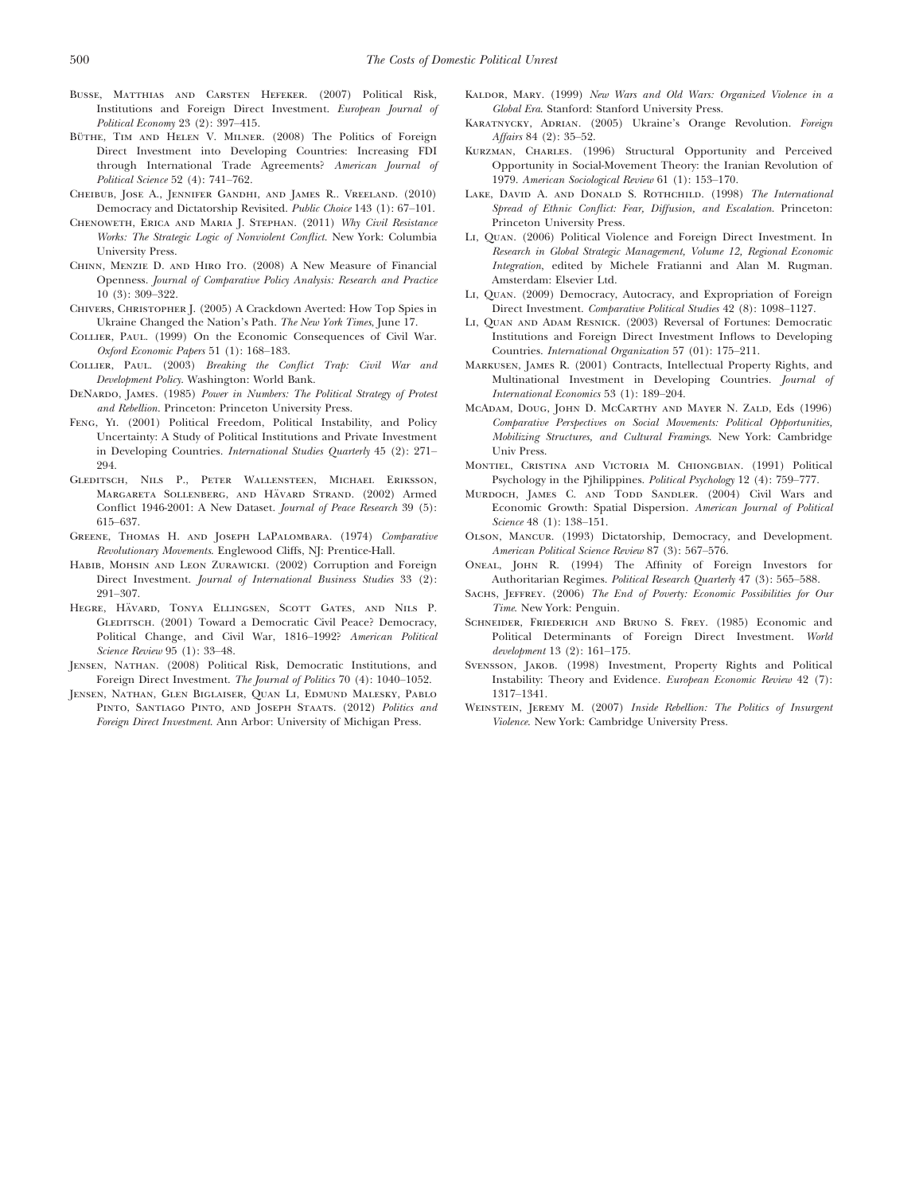Busse, Matthias and Carsten Hefeker. (2007) Political Risk, Institutions and Foreign Direct Investment. *European Journal of Political Economy* 23 (2): 397–415.

Büthe, Tim and Helen V. Milner. (2008) The Politics of Foreign Direct Investment into Developing Countries: Increasing FDI through International Trade Agreements? *American Journal of Political Science* 52 (4): 741–762.

Cheibub, Jose A., Jennifer Gandhi, and James R.. Vreeland. (2010) Democracy and Dictatorship Revisited. *Public Choice* 143 (1): 67–101.

Chenoweth, Erica and Maria J. Stephan. (2011) *Why Civil Resistance Works: The Strategic Logic of Nonviolent Conflict*. New York: Columbia University Press.

Chinn, Menzie D. and Hiro Ito. (2008) A New Measure of Financial Openness. *Journal of Comparative Policy Analysis: Research and Practice* 10 (3): 309–322.

Chivers, Christopher J. (2005) A Crackdown Averted: How Top Spies in Ukraine Changed the Nation's Path. *The New York Times*, June 17.

Collier, Paul. (1999) On the Economic Consequences of Civil War. *Oxford Economic Papers* 51 (1): 168–183.

Collier, Paul. (2003) *Breaking the Conflict Trap: Civil War and Development Policy*. Washington: World Bank.

DeNardo, James. (1985) *Power in Numbers: The Political Strategy of Protest and Rebellion*. Princeton: Princeton University Press.

Feng, Yi. (2001) Political Freedom, Political Instability, and Policy Uncertainty: A Study of Political Institutions and Private Investment in Developing Countries. *International Studies Quarterly* 45 (2): 271–294.

Gleditsch, Nils P., Peter Wallensteen, Michael Eriksson, Margareta Sollenberg, and Håvard Strand. (2002) Armed Conflict 1946-2001: A New Dataset. *Journal of Peace Research* 39 (5): 615–637.

Greene, Thomas H. and Joseph LaPalombara. (1974) *Comparative Revolutionary Movements*. Englewood Cliffs, NJ: Prentice-Hall.

Habib, Mohsin and Leon Zurawicki. (2002) Corruption and Foreign Direct Investment. *Journal of International Business Studies* 33 (2): 291–307.

Hegre, Håvard, Tonya Ellingsen, Scott Gates, and Nils P. Gleditsch. (2001) Toward a Democratic Civil Peace? Democracy, Political Change, and Civil War, 1816–1992? *American Political Science Review* 95 (1): 33–48.

Jensen, Nathan. (2008) Political Risk, Democratic Institutions, and Foreign Direct Investment. *The Journal of Politics* 70 (4): 1040–1052.

Jensen, Nathan, Glen Biglaiser, Quan Li, Edmund Malesky, Pablo Pinto, Santiago Pinto, and Joseph Staats. (2012) *Politics and Foreign Direct Investment*. Ann Arbor: University of Michigan Press.

Kaldor, Mary. (1999) *New Wars and Old Wars: Organized Violence in a Global Era*. Stanford: Stanford University Press.

Karatnycky, Adrian. (2005) Ukraine's Orange Revolution. *Foreign Affairs* 84 (2): 35–52.

Kurzman, Charles. (1996) Structural Opportunity and Perceived Opportunity in Social-Movement Theory: the Iranian Revolution of 1979. *American Sociological Review* 61 (1): 153–170.

Lake, David A. and Donald S. Rothchild. (1998) *The International Spread of Ethnic Conflict: Fear, Diffusion, and Escalation*. Princeton: Princeton University Press.

Li, Quan. (2006) Political Violence and Foreign Direct Investment. In *Research in Global Strategic Management, Volume 12, Regional Economic Integration*, edited by Michele Fratianni and Alan M. Rugman. Amsterdam: Elsevier Ltd.

Li, Quan. (2009) Democracy, Autocracy, and Expropriation of Foreign Direct Investment. *Comparative Political Studies* 42 (8): 1098–1127.

Li, Quan and Adam Resnick. (2003) Reversal of Fortunes: Democratic Institutions and Foreign Direct Investment Inflows to Developing Countries. *International Organization* 57 (01): 175–211.

Markusen, James R. (2001) Contracts, Intellectual Property Rights, and Multinational Investment in Developing Countries. *Journal of International Economics* 53 (1): 189–204.

McAdam, Doug, John D. McCarthy and Mayer N. Zald, Eds (1996) *Comparative Perspectives on Social Movements: Political Opportunities, Mobilizing Structures, and Cultural Framings*. New York: Cambridge Univ Press.

Montiel, Cristina and Victoria M. Chiongbian. (1991) Political Psychology in the Pjhilippines. *Political Psychology* 12 (4): 759–777.

Murdoch, James C. and Todd Sandler. (2004) Civil Wars and Economic Growth: Spatial Dispersion. *American Journal of Political Science* 48 (1): 138–151.

Olson, Mancur. (1993) Dictatorship, Democracy, and Development. *American Political Science Review* 87 (3): 567–576.

Oneal, John R. (1994) The Affinity of Foreign Investors for Authoritarian Regimes. *Political Research Quarterly* 47 (3): 565–588.

Sachs, Jeffrey. (2006) *The End of Poverty: Economic Possibilities for Our Time*. New York: Penguin.

Schneider, Friederich and Bruno S. Frey. (1985) Economic and Political Determinants of Foreign Direct Investment. *World development* 13 (2): 161–175.

Svensson, Jakob. (1998) Investment, Property Rights and Political Instability: Theory and Evidence. *European Economic Review* 42 (7): 1317–1341.

Weinstein, Jeremy M. (2007) *Inside Rebellion: The Politics of Insurgent Violence*. New York: Cambridge University Press.